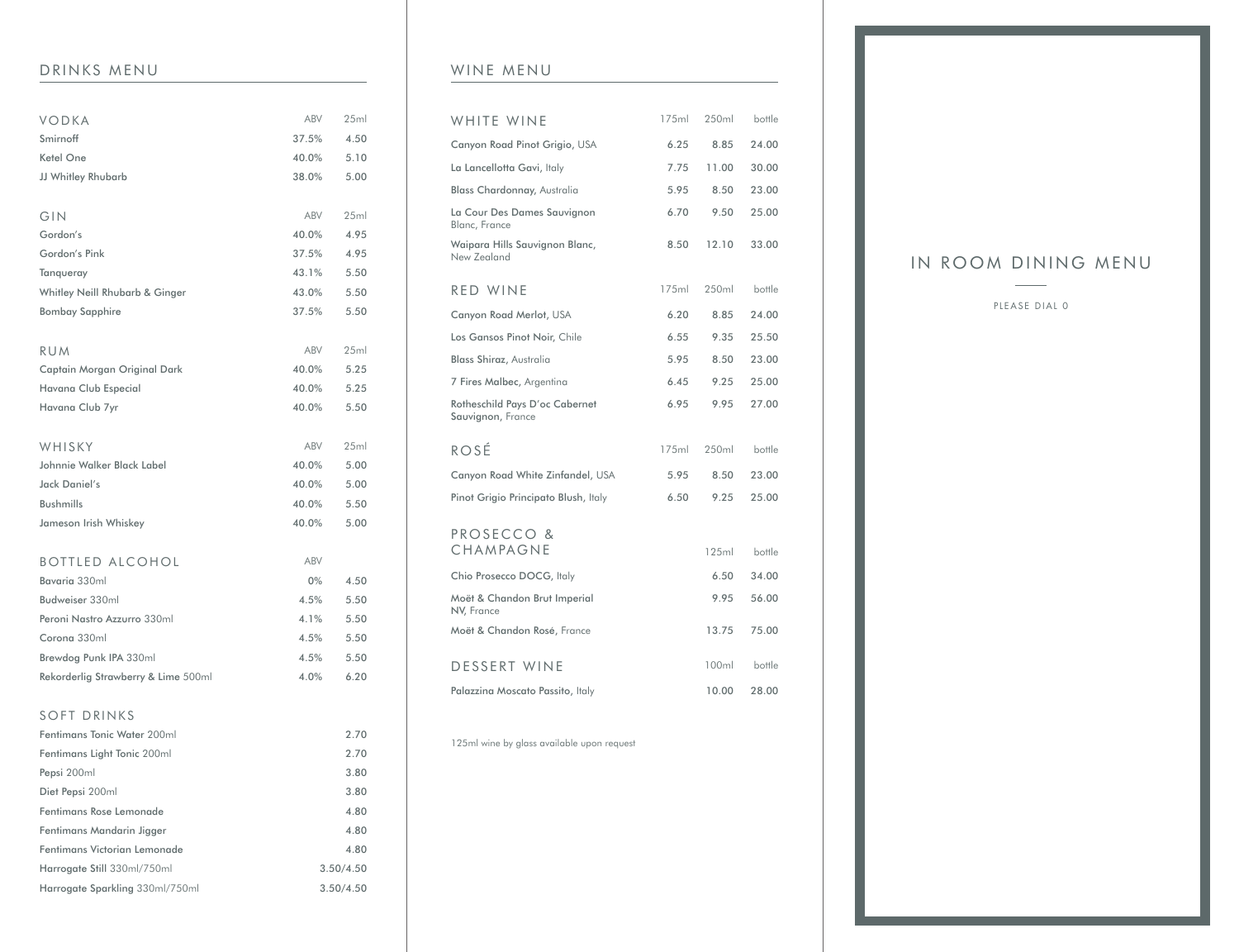# DRINKS MENU

| VODKA | ABV | 25ml |
|---|---|---|
| Smirnoff | 37.5% | 4.50 |
| Ketel One | 40.0% | 5.10 |
| JJ Whitley Rhubarb | 38.0% | 5.00 |

| GIN | ABV | 25ml |
|---|---|---|
| Gordon's | 40.0% | 4.95 |
| Gordon's Pink | 37.5% | 4.95 |
| Tanqueray | 43.1% | 5.50 |
| Whitley Neill Rhubarb & Ginger | 43.0% | 5.50 |
| Bombay Sapphire | 37.5% | 5.50 |

| RUM | ABV | 25ml |
|---|---|---|
| Captain Morgan Original Dark | 40.0% | 5.25 |
| Havana Club Especial | 40.0% | 5.25 |
| Havana Club 7yr | 40.0% | 5.50 |

| WHISKY | ABV | 25ml |
|---|---|---|
| Johnnie Walker Black Label | 40.0% | 5.00 |
| Jack Daniel's | 40.0% | 5.00 |
| Bushmills | 40.0% | 5.50 |
| Jameson Irish Whiskey | 40.0% | 5.00 |

| BOTTLED ALCOHOL | ABV | |
|---|---|---|
| Bavaria 330ml | 0% | 4.50 |
| Budweiser 330ml | 4.5% | 5.50 |
| Peroni Nastro Azzurro 330ml | 4.1% | 5.50 |
| Corona 330ml | 4.5% | 5.50 |
| Brewdog Punk IPA 330ml | 4.5% | 5.50 |
| Rekorderlig Strawberry & Lime 500ml | 4.0% | 6.20 |

| SOFT DRINKS | |
|---|---|
| Fentimans Tonic Water 200ml | 2.70 |
| Fentimans Light Tonic 200ml | 2.70 |
| Pepsi 200ml | 3.80 |
| Diet Pepsi 200ml | 3.80 |
| Fentimans Rose Lemonade | 4.80 |
| Fentimans Mandarin Jigger | 4.80 |
| Fentimans Victorian Lemonade | 4.80 |
| Harrogate Still 330ml/750ml | 3.50/4.50 |
| Harrogate Sparkling 330ml/750ml | 3.50/4.50 |

# WINE MENU

| WHITE WINE | 175ml | 250ml | bottle |
|---|---|---|---|
| Canyon Road Pinot Grigio, USA | 6.25 | 8.85 | 24.00 |
| La Lancellotta Gavi, Italy | 7.75 | 11.00 | 30.00 |
| Blass Chardonnay, Australia | 5.95 | 8.50 | 23.00 |
| La Cour Des Dames Sauvignon Blanc, France | 6.70 | 9.50 | 25.00 |
| Waipara Hills Sauvignon Blanc, New Zealand | 8.50 | 12.10 | 33.00 |

| RED WINE | 175ml | 250ml | bottle |
|---|---|---|---|
| Canyon Road Merlot, USA | 6.20 | 8.85 | 24.00 |
| Los Gansos Pinot Noir, Chile | 6.55 | 9.35 | 25.50 |
| Blass Shiraz, Australia | 5.95 | 8.50 | 23.00 |
| 7 Fires Malbec, Argentina | 6.45 | 9.25 | 25.00 |
| Rotheschild Pays D'oc Cabernet Sauvignon, France | 6.95 | 9.95 | 27.00 |

| ROSÉ | 175ml | 250ml | bottle |
|---|---|---|---|
| Canyon Road White Zinfandel, USA | 5.95 | 8.50 | 23.00 |
| Pinot Grigio Principato Blush, Italy | 6.50 | 9.25 | 25.00 |

| PROSECCO & CHAMPAGNE | 125ml | bottle |
|---|---|---|
| Chio Prosecco DOCG, Italy | 6.50 | 34.00 |
| Moët & Chandon Brut Imperial NV, France | 9.95 | 56.00 |
| Moët & Chandon Rosé, France | 13.75 | 75.00 |

| DESSERT WINE | 100ml | bottle |
|---|---|---|
| Palazzina Moscato Passito, Italy | 10.00 | 28.00 |

125ml wine by glass available upon request

# IN ROOM DINING MENU

PLEASE DIAL 0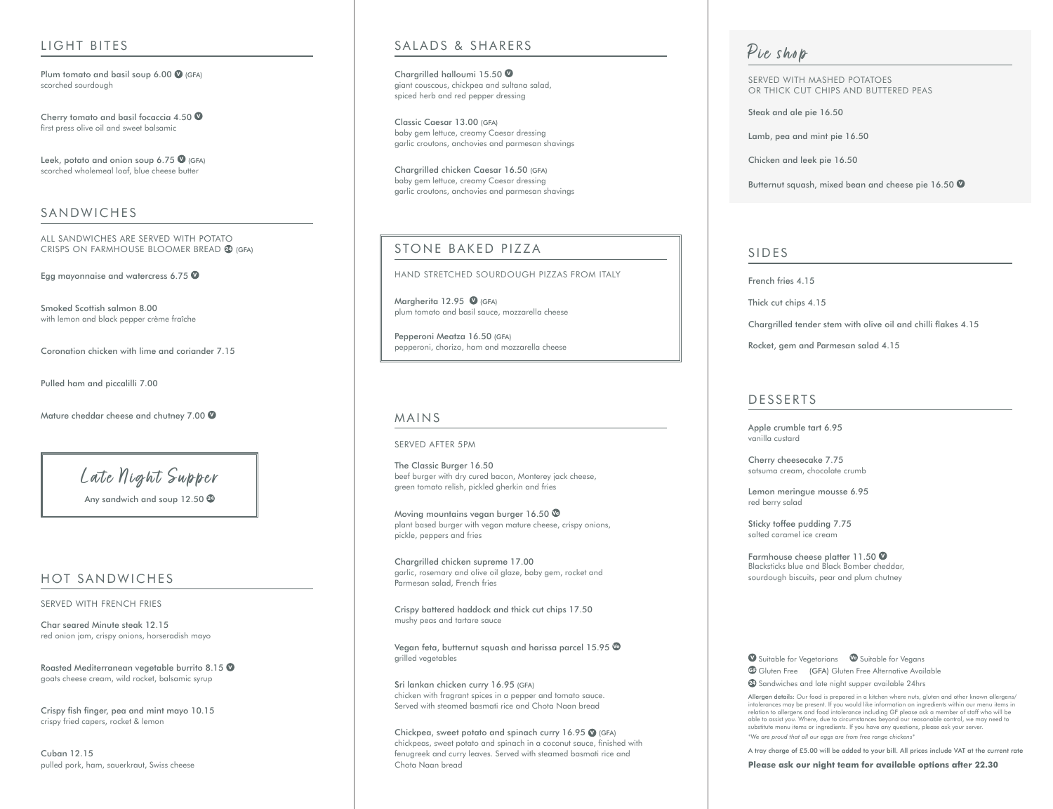## LIGHT BITES

Plum tomato and basil soup 6.00 V (GFA)
scorched sourdough

Cherry tomato and basil focaccia 4.50 V
first press olive oil and sweet balsamic

Leek, potato and onion soup 6.75 V (GFA)
scorched wholemeal loaf, blue cheese butter

## SANDWICHES

ALL SANDWICHES ARE SERVED WITH POTATO CRISPS ON FARMHOUSE BLOOMER BREAD 24 (GFA)

Egg mayonnaise and watercress 6.75 V

Smoked Scottish salmon 8.00
with lemon and black pepper crème fraîche

Coronation chicken with lime and coriander 7.15

Pulled ham and piccalilli 7.00

Mature cheddar cheese and chutney 7.00 V

## *Late Night Supper*

Any sandwich and soup 12.50 24

## HOT SANDWICHES

SERVED WITH FRENCH FRIES

Char seared Minute steak 12.15
red onion jam, crispy onions, horseradish mayo

Roasted Mediterranean vegetable burrito 8.15 V
goats cheese cream, wild rocket, balsamic syrup

Crispy fish finger, pea and mint mayo 10.15
crispy fried capers, rocket & lemon

Cuban 12.15
pulled pork, ham, sauerkraut, Swiss cheese

## SALADS & SHARERS

Chargrilled halloumi 15.50 V
giant couscous, chickpea and sultana salad, spiced herb and red pepper dressing

Classic Caesar 13.00 (GFA)
baby gem lettuce, creamy Caesar dressing garlic croutons, anchovies and parmesan shavings

Chargrilled chicken Caesar 16.50 (GFA)
baby gem lettuce, creamy Caesar dressing garlic croutons, anchovies and parmesan shavings

## STONE BAKED PIZZA

HAND STRETCHED SOURDOUGH PIZZAS FROM ITALY

Margherita 12.95 V (GFA)
plum tomato and basil sauce, mozzarella cheese

Pepperoni Meatza 16.50 (GFA)
pepperoni, chorizo, ham and mozzarella cheese

## MAINS

SERVED AFTER 5PM

The Classic Burger 16.50
beef burger with dry cured bacon, Monterey jack cheese, green tomato relish, pickled gherkin and fries

Moving mountains vegan burger 16.50 Ve
plant based burger with vegan mature cheese, crispy onions, pickle, peppers and fries

Chargrilled chicken supreme 17.00
garlic, rosemary and olive oil glaze, baby gem, rocket and Parmesan salad, French fries

Crispy battered haddock and thick cut chips 17.50
mushy peas and tartare sauce

Vegan feta, butternut squash and harissa parcel 15.95 Ve
grilled vegetables

Sri lankan chicken curry 16.95 (GFA)
chicken with fragrant spices in a pepper and tomato sauce. Served with steamed basmati rice and Chota Naan bread

Chickpea, sweet potato and spinach curry 16.95 V (GFA)
chickpeas, sweet potato and spinach in a coconut sauce, finished with fenugreek and curry leaves. Served with steamed basmati rice and Chota Naan bread

## *Pie shop*

SERVED WITH MASHED POTATOES OR THICK CUT CHIPS AND BUTTERED PEAS

Steak and ale pie 16.50

Lamb, pea and mint pie 16.50

Chicken and leek pie 16.50

Butternut squash, mixed bean and cheese pie 16.50 V

## SIDES

French fries 4.15

Thick cut chips 4.15

Chargrilled tender stem with olive oil and chilli flakes 4.15

Rocket, gem and Parmesan salad 4.15

## DESSERTS

Apple crumble tart 6.95
vanilla custard

Cherry cheesecake 7.75
satsuma cream, chocolate crumb

Lemon meringue mousse 6.95
red berry salad

Sticky toffee pudding 7.75
salted caramel ice cream

Farmhouse cheese platter 11.50 V
Blacksticks blue and Black Bomber cheddar, sourdough biscuits, pear and plum chutney

V Suitable for Vegetarians Ve Suitable for Vegans
GF Gluten Free (GFA) Gluten Free Alternative Available
24 Sandwiches and late night supper available 24hrs

Allergen details: Our food is prepared in a kitchen where nuts, gluten and other known allergens/intolerances may be present. If you would like information on ingredients within our menu items in relation to allergens and food intolerance including GF please ask a member of staff who will be able to assist you. Where, due to circumstances beyond our reasonable control, we may need to substitute menu items or ingredients. If you have any questions, please ask your server.

*We are proud that all our eggs are from free range chickens*

A tray charge of £5.00 will be added to your bill. All prices include VAT at the current rate

**Please ask our night team for available options after 22.30**